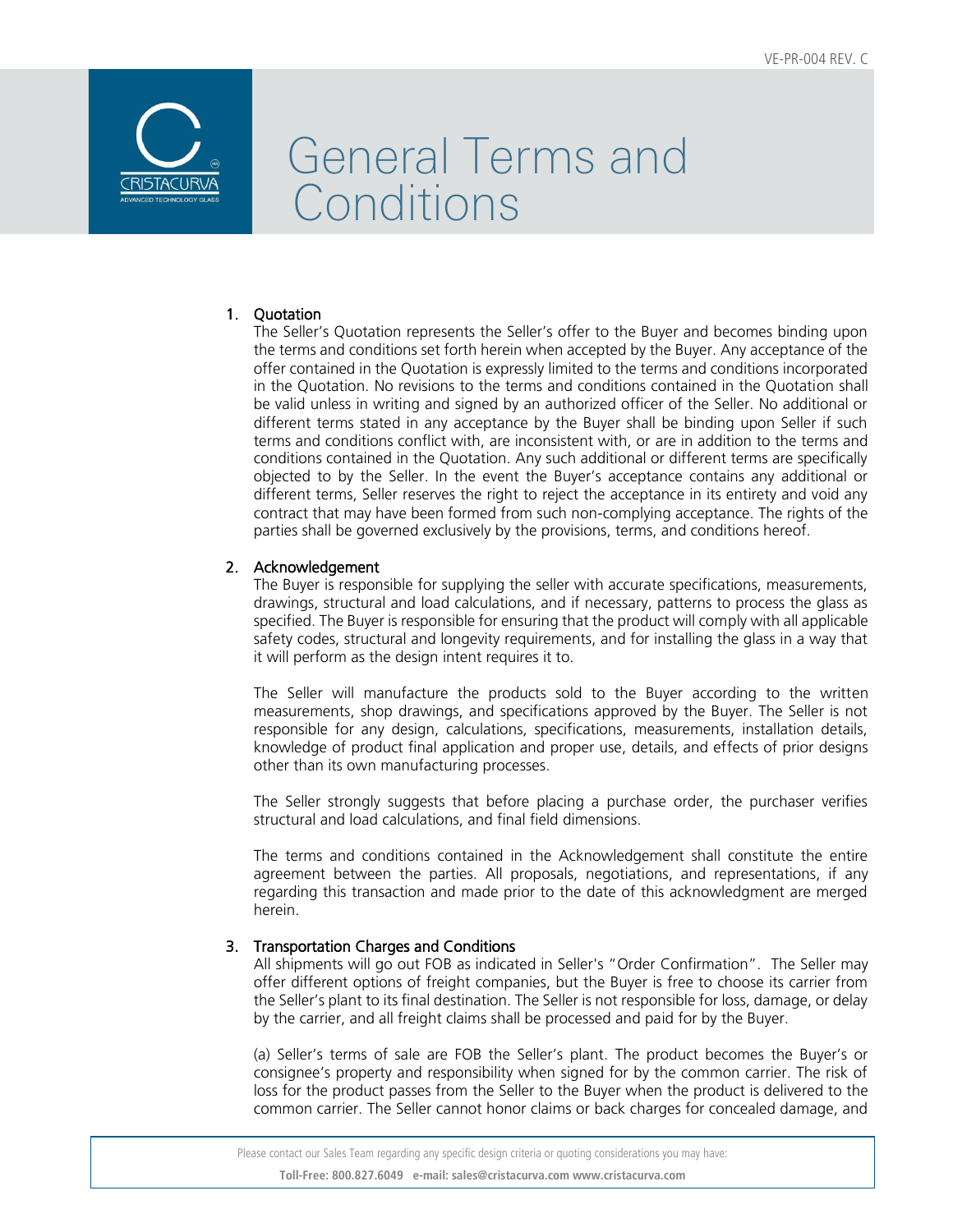# General Terms and Conditions

## 1. Quotation

The Seller's Quotation represents the Seller's offer to the Buyer and becomes binding upon the terms and conditions set forth herein when accepted by the Buyer. Any acceptance of the offer contained in the Quotation is expressly limited to the terms and conditions incorporated in the Quotation. No revisions to the terms and conditions contained in the Quotation shall be valid unless in writing and signed by an authorized officer of the Seller. No additional or different terms stated in any acceptance by the Buyer shall be binding upon Seller if such terms and conditions conflict with, are inconsistent with, or are in addition to the terms and conditions contained in the Quotation. Any such additional or different terms are specifically objected to by the Seller. In the event the Buyer's acceptance contains any additional or different terms, Seller reserves the right to reject the acceptance in its entirety and void any contract that may have been formed from such non-complying acceptance. The rights of the parties shall be governed exclusively by the provisions, terms, and conditions hereof.

## 2. Acknowledgement

The Buyer is responsible for supplying the seller with accurate specifications, measurements, drawings, structural and load calculations, and if necessary, patterns to process the glass as specified. The Buyer is responsible for ensuring that the product will comply with all applicable safety codes, structural and longevity requirements, and for installing the glass in a way that it will perform as the design intent requires it to.

The Seller will manufacture the products sold to the Buyer according to the written measurements, shop drawings, and specifications approved by the Buyer. The Seller is not responsible for any design, calculations, specifications, measurements, installation details, knowledge of product final application and proper use, details, and effects of prior designs other than its own manufacturing processes.

The Seller strongly suggests that before placing a purchase order, the purchaser verifies structural and load calculations, and final field dimensions.

The terms and conditions contained in the Acknowledgement shall constitute the entire agreement between the parties. All proposals, negotiations, and representations, if any regarding this transaction and made prior to the date of this acknowledgment are merged herein.

## 3. Transportation Charges and Conditions

All shipments will go out FOB as indicated in Seller's "Order Confirmation". The Seller may offer different options of freight companies, but the Buyer is free to choose its carrier from the Seller's plant to its final destination. The Seller is not responsible for loss, damage, or delay by the carrier, and all freight claims shall be processed and paid for by the Buyer.

(a) Seller's terms of sale are FOB the Seller's plant. The product becomes the Buyer's or consignee's property and responsibility when signed for by the common carrier. The risk of loss for the product passes from the Seller to the Buyer when the product is delivered to the common carrier. The Seller cannot honor claims or back charges for concealed damage, and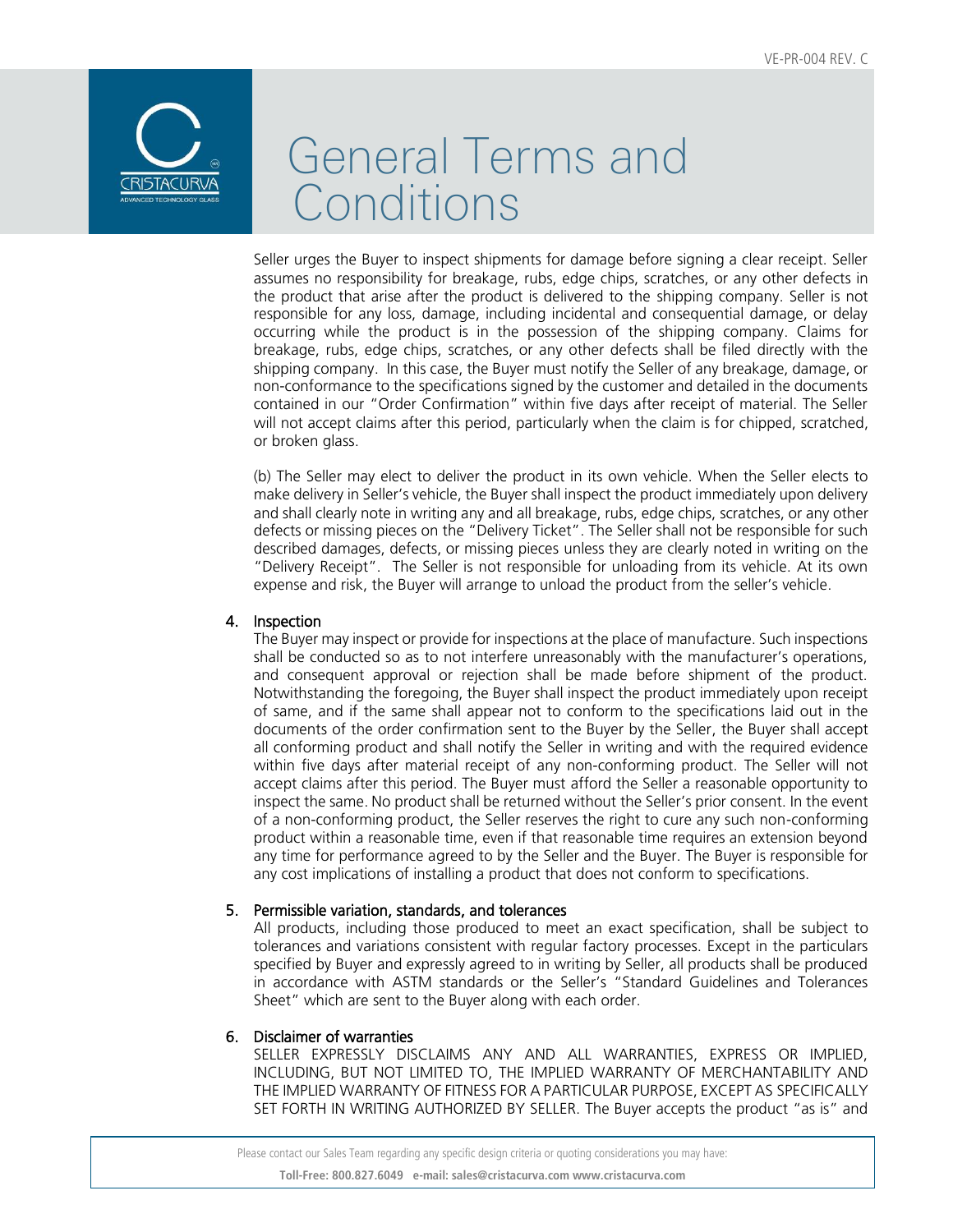# General Terms and Conditions

Seller urges the Buyer to inspect shipments for damage before signing a clear receipt. Seller assumes no responsibility for breakage, rubs, edge chips, scratches, or any other defects in the product that arise after the product is delivered to the shipping company. Seller is not responsible for any loss, damage, including incidental and consequential damage, or delay occurring while the product is in the possession of the shipping company. Claims for breakage, rubs, edge chips, scratches, or any other defects shall be filed directly with the shipping company. In this case, the Buyer must notify the Seller of any breakage, damage, or non-conformance to the specifications signed by the customer and detailed in the documents contained in our "Order Confirmation" within five days after receipt of material. The Seller will not accept claims after this period, particularly when the claim is for chipped, scratched, or broken glass.

(b) The Seller may elect to deliver the product in its own vehicle. When the Seller elects to make delivery in Seller's vehicle, the Buyer shall inspect the product immediately upon delivery and shall clearly note in writing any and all breakage, rubs, edge chips, scratches, or any other defects or missing pieces on the "Delivery Ticket". The Seller shall not be responsible for such described damages, defects, or missing pieces unless they are clearly noted in writing on the "Delivery Receipt". The Seller is not responsible for unloading from its vehicle. At its own expense and risk, the Buyer will arrange to unload the product from the seller's vehicle.

4. **Inspection**

   The Buyer may inspect or provide for inspections at the place of manufacture. Such inspections shall be conducted so as to not interfere unreasonably with the manufacturer's operations, and consequent approval or rejection shall be made before shipment of the product. Notwithstanding the foregoing, the Buyer shall inspect the product immediately upon receipt of same, and if the same shall appear not to conform to the specifications laid out in the documents of the order confirmation sent to the Buyer by the Seller, the Buyer shall accept all conforming product and shall notify the Seller in writing and with the required evidence within five days after material receipt of any non-conforming product. The Seller will not accept claims after this period. The Buyer must afford the Seller a reasonable opportunity to inspect the same. No product shall be returned without the Seller's prior consent. In the event of a non-conforming product, the Seller reserves the right to cure any such non-conforming product within a reasonable time, even if that reasonable time requires an extension beyond any time for performance agreed to by the Seller and the Buyer. The Buyer is responsible for any cost implications of installing a product that does not conform to specifications.

5. **Permissible variation, standards, and tolerances**

   All products, including those produced to meet an exact specification, shall be subject to tolerances and variations consistent with regular factory processes. Except in the particulars specified by Buyer and expressly agreed to in writing by Seller, all products shall be produced in accordance with ASTM standards or the Seller's "Standard Guidelines and Tolerances Sheet" which are sent to the Buyer along with each order.

6. **Disclaimer of warranties**

   SELLER EXPRESSLY DISCLAIMS ANY AND ALL WARRANTIES, EXPRESS OR IMPLIED, INCLUDING, BUT NOT LIMITED TO, THE IMPLIED WARRANTY OF MERCHANTABILITY AND THE IMPLIED WARRANTY OF FITNESS FOR A PARTICULAR PURPOSE, EXCEPT AS SPECIFICALLY SET FORTH IN WRITING AUTHORIZED BY SELLER. The Buyer accepts the product "as is" and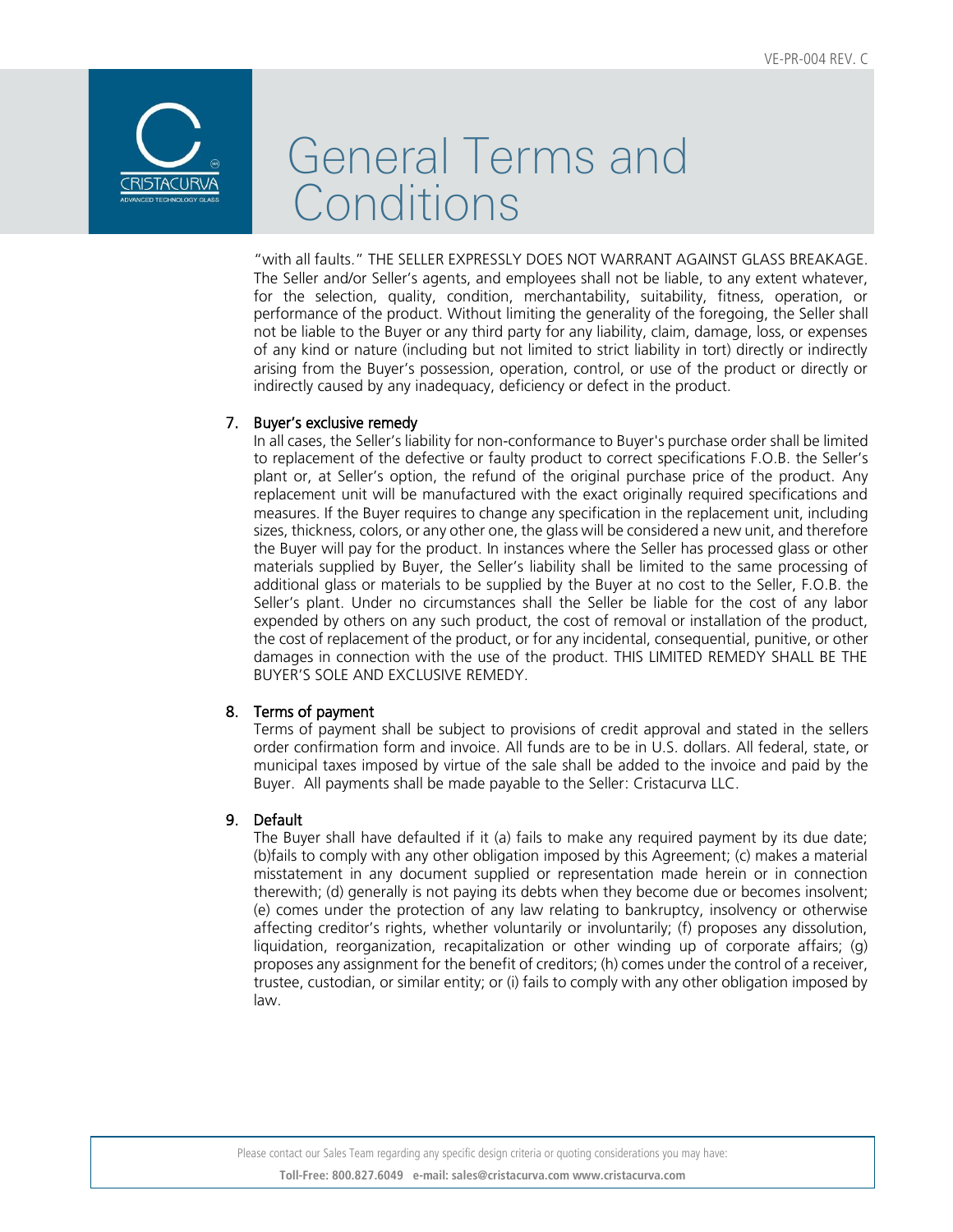"with all faults." THE SELLER EXPRESSLY DOES NOT WARRANT AGAINST GLASS BREAKAGE. The Seller and/or Seller's agents, and employees shall not be liable, to any extent whatever, for the selection, quality, condition, merchantability, suitability, fitness, operation, or performance of the product. Without limiting the generality of the foregoing, the Seller shall not be liable to the Buyer or any third party for any liability, claim, damage, loss, or expenses of any kind or nature (including but not limited to strict liability in tort) directly or indirectly arising from the Buyer's possession, operation, control, or use of the product or directly or indirectly caused by any inadequacy, deficiency or defect in the product.

7. Buyer's exclusive remedy

   In all cases, the Seller's liability for non-conformance to Buyer's purchase order shall be limited to replacement of the defective or faulty product to correct specifications F.O.B. the Seller's plant or, at Seller's option, the refund of the original purchase price of the product. Any replacement unit will be manufactured with the exact originally required specifications and measures. If the Buyer requires to change any specification in the replacement unit, including sizes, thickness, colors, or any other one, the glass will be considered a new unit, and therefore the Buyer will pay for the product. In instances where the Seller has processed glass or other materials supplied by Buyer, the Seller's liability shall be limited to the same processing of additional glass or materials to be supplied by the Buyer at no cost to the Seller, F.O.B. the Seller's plant. Under no circumstances shall the Seller be liable for the cost of any labor expended by others on any such product, the cost of removal or installation of the product, the cost of replacement of the product, or for any incidental, consequential, punitive, or other damages in connection with the use of the product. THIS LIMITED REMEDY SHALL BE THE BUYER'S SOLE AND EXCLUSIVE REMEDY.

8. Terms of payment

   Terms of payment shall be subject to provisions of credit approval and stated in the sellers order confirmation form and invoice. All funds are to be in U.S. dollars. All federal, state, or municipal taxes imposed by virtue of the sale shall be added to the invoice and paid by the Buyer. All payments shall be made payable to the Seller: Cristacurva LLC.

9. Default

   The Buyer shall have defaulted if it (a) fails to make any required payment by its due date; (b)fails to comply with any other obligation imposed by this Agreement; (c) makes a material misstatement in any document supplied or representation made herein or in connection therewith; (d) generally is not paying its debts when they become due or becomes insolvent; (e) comes under the protection of any law relating to bankruptcy, insolvency or otherwise affecting creditor's rights, whether voluntarily or involuntarily; (f) proposes any dissolution, liquidation, reorganization, recapitalization or other winding up of corporate affairs; (g) proposes any assignment for the benefit of creditors; (h) comes under the control of a receiver, trustee, custodian, or similar entity; or (i) fails to comply with any other obligation imposed by law.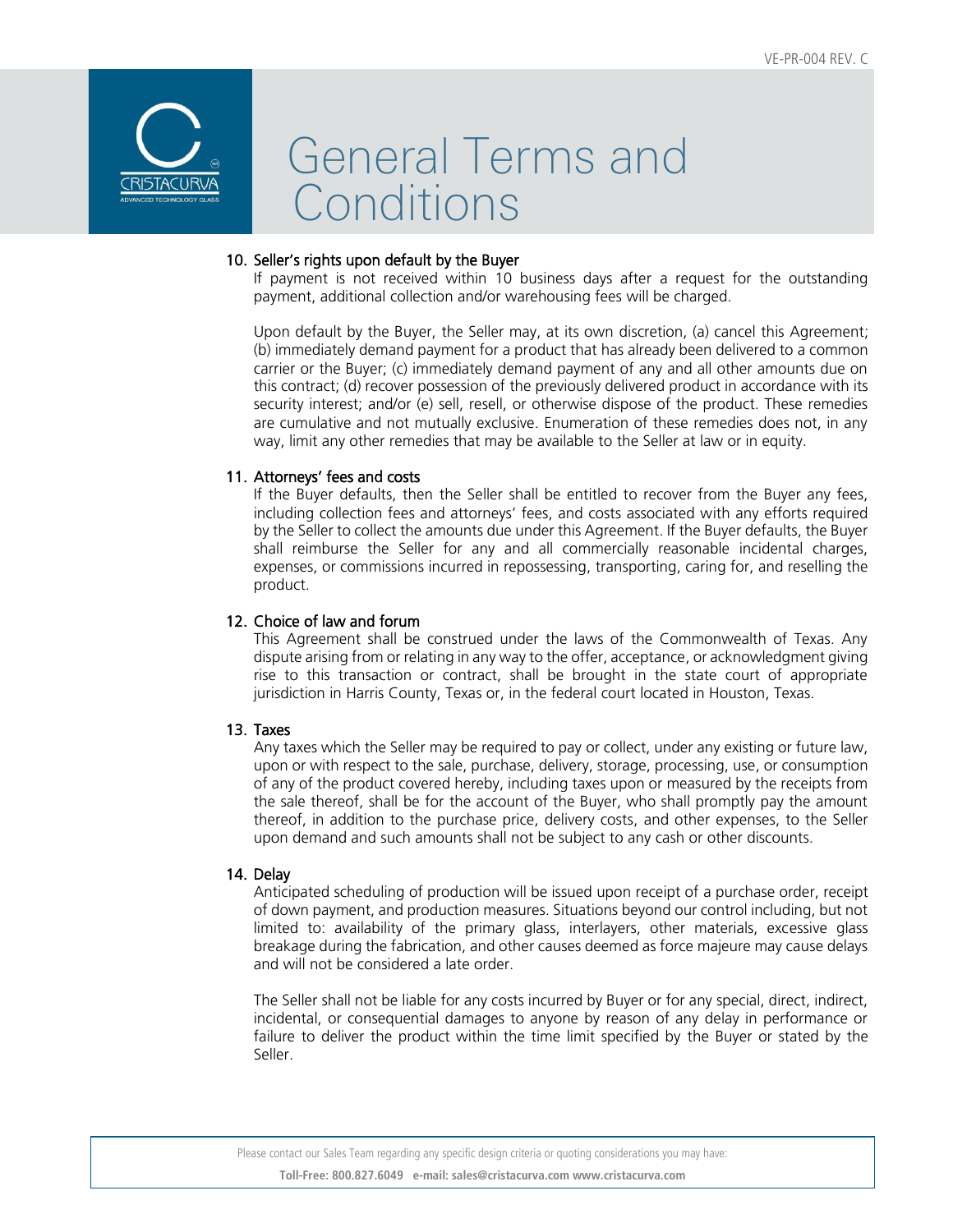# General Terms and Conditions

## 10. Seller's rights upon default by the Buyer

If payment is not received within 10 business days after a request for the outstanding payment, additional collection and/or warehousing fees will be charged.

Upon default by the Buyer, the Seller may, at its own discretion, (a) cancel this Agreement; (b) immediately demand payment for a product that has already been delivered to a common carrier or the Buyer; (c) immediately demand payment of any and all other amounts due on this contract; (d) recover possession of the previously delivered product in accordance with its security interest; and/or (e) sell, resell, or otherwise dispose of the product. These remedies are cumulative and not mutually exclusive. Enumeration of these remedies does not, in any way, limit any other remedies that may be available to the Seller at law or in equity.

## 11. Attorneys' fees and costs

If the Buyer defaults, then the Seller shall be entitled to recover from the Buyer any fees, including collection fees and attorneys' fees, and costs associated with any efforts required by the Seller to collect the amounts due under this Agreement. If the Buyer defaults, the Buyer shall reimburse the Seller for any and all commercially reasonable incidental charges, expenses, or commissions incurred in repossessing, transporting, caring for, and reselling the product.

## 12. Choice of law and forum

This Agreement shall be construed under the laws of the Commonwealth of Texas. Any dispute arising from or relating in any way to the offer, acceptance, or acknowledgment giving rise to this transaction or contract, shall be brought in the state court of appropriate jurisdiction in Harris County, Texas or, in the federal court located in Houston, Texas.

## 13. Taxes

Any taxes which the Seller may be required to pay or collect, under any existing or future law, upon or with respect to the sale, purchase, delivery, storage, processing, use, or consumption of any of the product covered hereby, including taxes upon or measured by the receipts from the sale thereof, shall be for the account of the Buyer, who shall promptly pay the amount thereof, in addition to the purchase price, delivery costs, and other expenses, to the Seller upon demand and such amounts shall not be subject to any cash or other discounts.

## 14. Delay

Anticipated scheduling of production will be issued upon receipt of a purchase order, receipt of down payment, and production measures. Situations beyond our control including, but not limited to: availability of the primary glass, interlayers, other materials, excessive glass breakage during the fabrication, and other causes deemed as force majeure may cause delays and will not be considered a late order.

The Seller shall not be liable for any costs incurred by Buyer or for any special, direct, indirect, incidental, or consequential damages to anyone by reason of any delay in performance or failure to deliver the product within the time limit specified by the Buyer or stated by the Seller.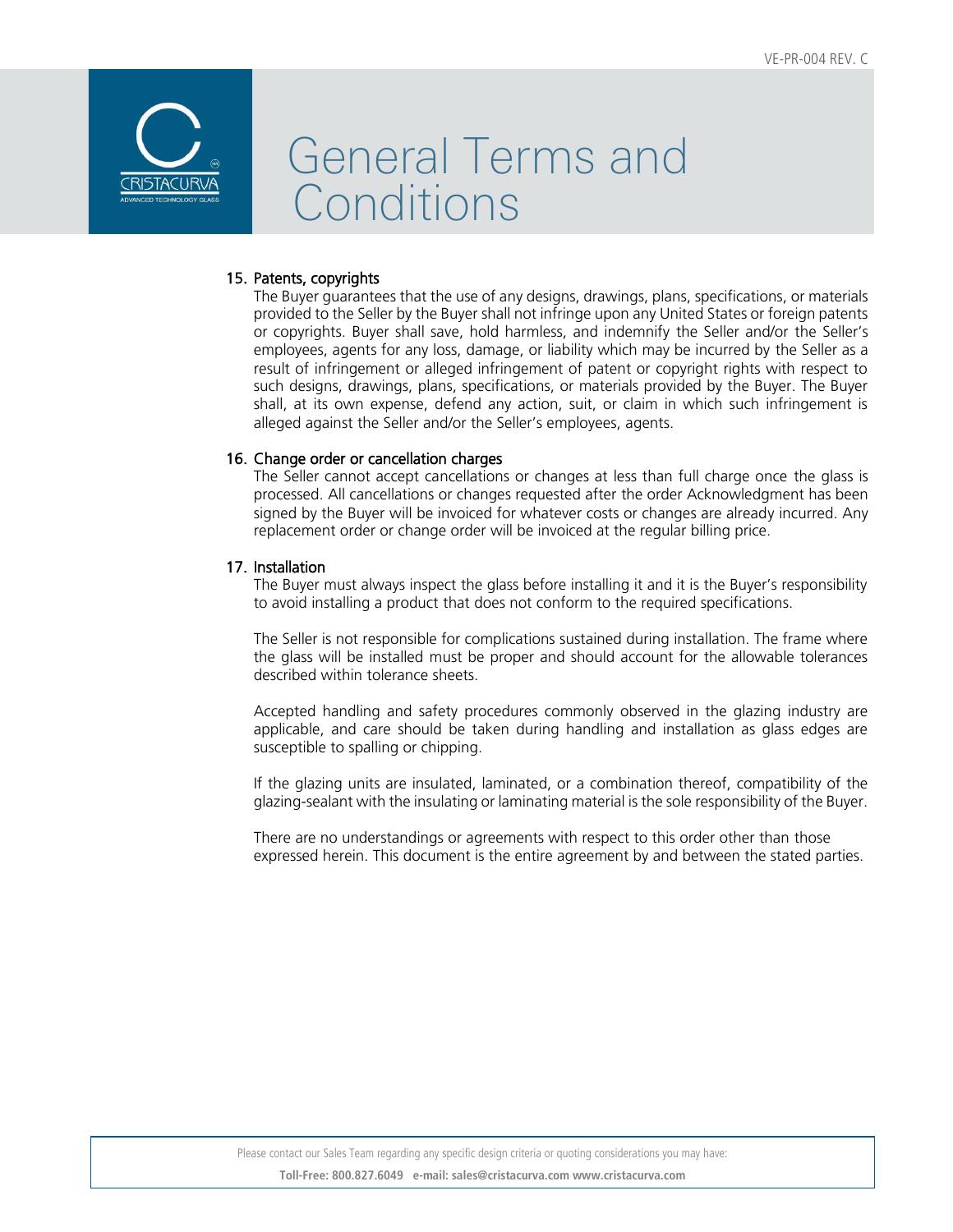# General Terms and Conditions

15. Patents, copyrights

 The Buyer guarantees that the use of any designs, drawings, plans, specifications, or materials provided to the Seller by the Buyer shall not infringe upon any United States or foreign patents or copyrights. Buyer shall save, hold harmless, and indemnify the Seller and/or the Seller's employees, agents for any loss, damage, or liability which may be incurred by the Seller as a result of infringement or alleged infringement of patent or copyright rights with respect to such designs, drawings, plans, specifications, or materials provided by the Buyer. The Buyer shall, at its own expense, defend any action, suit, or claim in which such infringement is alleged against the Seller and/or the Seller's employees, agents.

16. Change order or cancellation charges

 The Seller cannot accept cancellations or changes at less than full charge once the glass is processed. All cancellations or changes requested after the order Acknowledgment has been signed by the Buyer will be invoiced for whatever costs or changes are already incurred. Any replacement order or change order will be invoiced at the regular billing price.

17. Installation

 The Buyer must always inspect the glass before installing it and it is the Buyer's responsibility to avoid installing a product that does not conform to the required specifications.

 The Seller is not responsible for complications sustained during installation. The frame where the glass will be installed must be proper and should account for the allowable tolerances described within tolerance sheets.

 Accepted handling and safety procedures commonly observed in the glazing industry are applicable, and care should be taken during handling and installation as glass edges are susceptible to spalling or chipping.

 If the glazing units are insulated, laminated, or a combination thereof, compatibility of the glazing-sealant with the insulating or laminating material is the sole responsibility of the Buyer.

 There are no understandings or agreements with respect to this order other than those expressed herein. This document is the entire agreement by and between the stated parties.

Please contact our Sales Team regarding any specific design criteria or quoting considerations you may have:

**Toll-Free: 800.827.6049 e-mail: sales@cristacurva.com www.cristacurva.com**